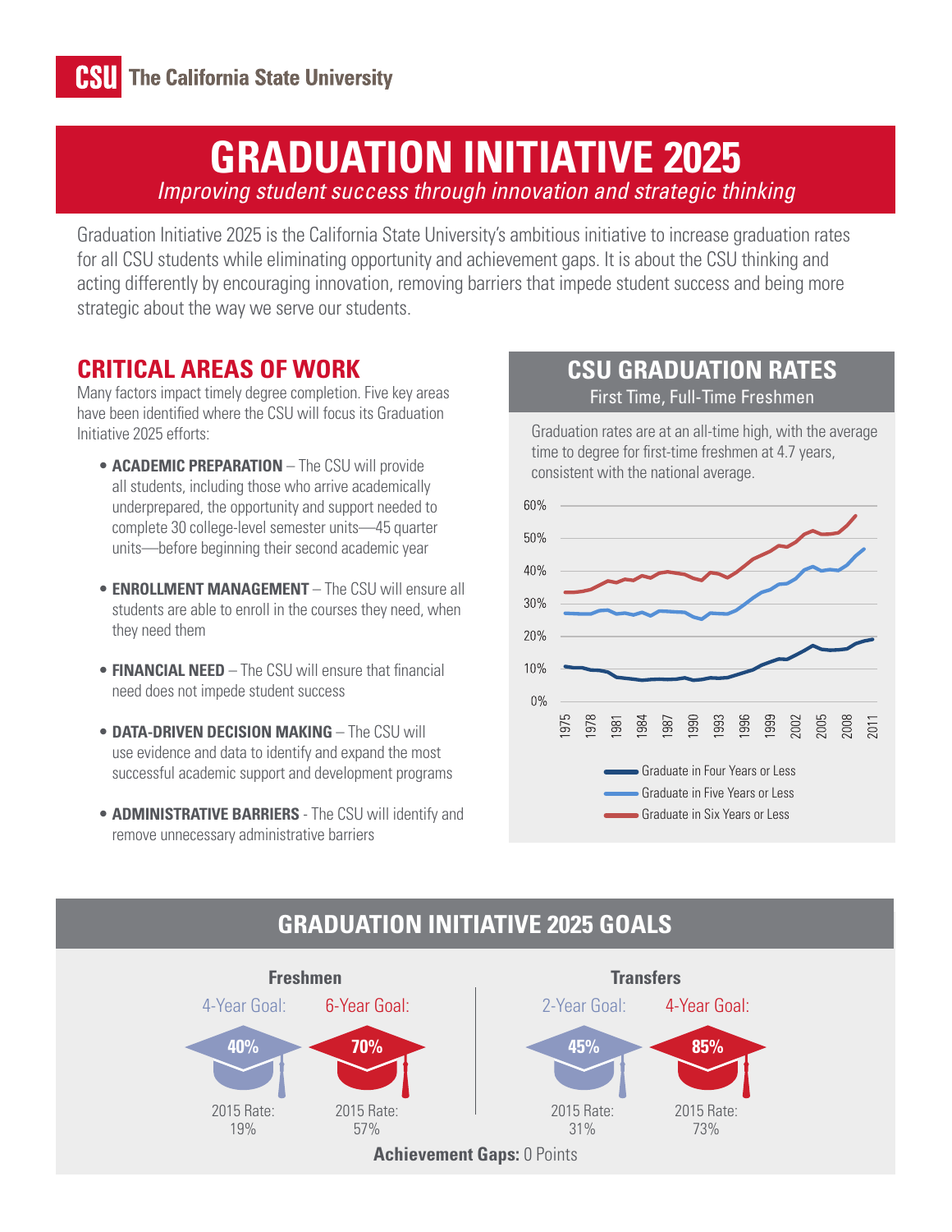**CSU** The California State University

# GRADUATION INITIATIVE 2025

*Improving student success through innovation and strategic thinking*

Graduation Initiative 2025 is the California State University's ambitious initiative to increase graduation rates for all CSU students while eliminating opportunity and achievement gaps. It is about the CSU thinking and acting differently by encouraging innovation, removing barriers that impede student success and being more strategic about the way we serve our students.

## CRITICAL AREAS OF WORK

Many factors impact timely degree completion. Five key areas have been identified where the CSU will focus its Graduation Initiative 2025 efforts:

- **ACADEMIC PREPARATION** – The CSU will provide all students, including those who arrive academically underprepared, the opportunity and support needed to complete 30 college-level semester units—45 quarter units—before beginning their second academic year
- **ENROLLMENT MANAGEMENT** – The CSU will ensure all students are able to enroll in the courses they need, when they need them
- **FINANCIAL NEED** – The CSU will ensure that financial need does not impede student success
- **DATA-DRIVEN DECISION MAKING** – The CSU will use evidence and data to identify and expand the most successful academic support and development programs
- **ADMINISTRATIVE BARRIERS** - The CSU will identify and remove unnecessary administrative barriers

## CSU GRADUATION RATES

First Time, Full-Time Freshmen

Graduation rates are at an all-time high, with the average time to degree for first-time freshmen at 4.7 years, consistent with the national average.

## GRADUATION INITIATIVE 2025 GOALS

### Freshmen

| | 4-Year Goal | 6-Year Goal |
|---|---|---|
| Goal | 40% | 70% |
| 2015 Rate | 19% | 57% |

### Transfers

| | 2-Year Goal | 4-Year Goal |
|---|---|---|
| Goal | 45% | 85% |
| 2015 Rate | 31% | 73% |

**Achievement Gaps:** 0 Points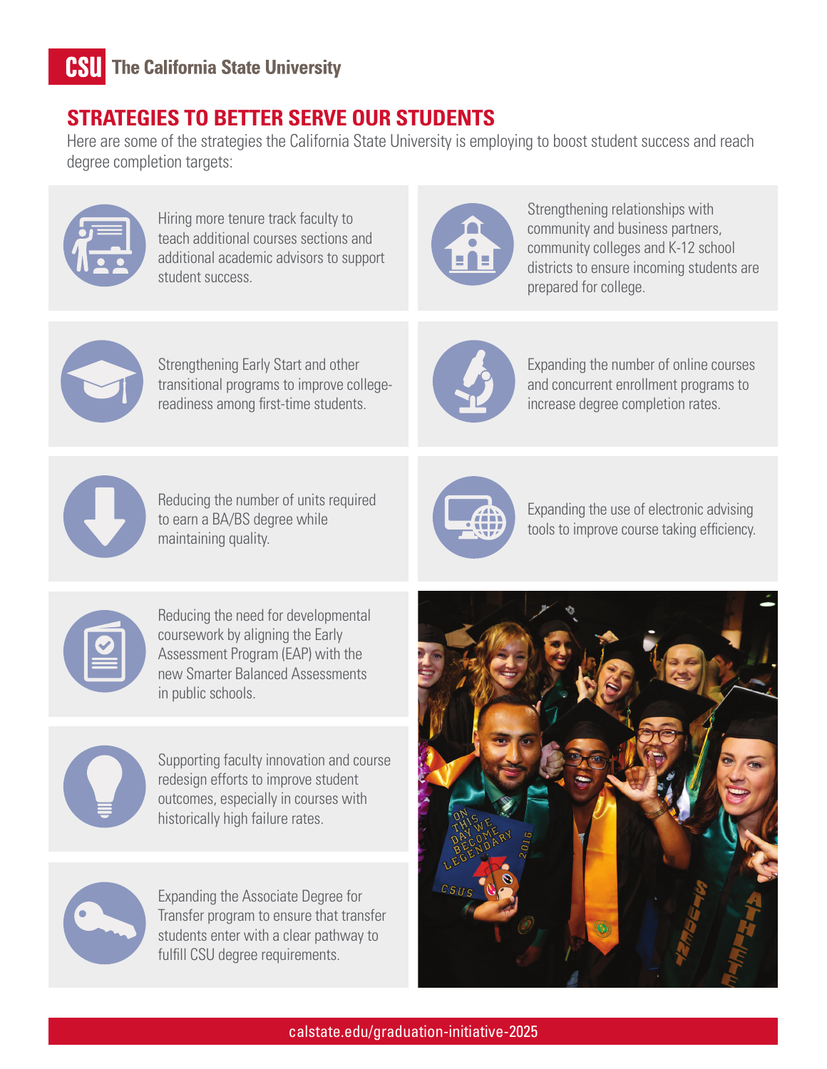**CSU** The California State University

## STRATEGIES TO BETTER SERVE OUR STUDENTS

Here are some of the strategies the California State University is employing to boost student success and reach degree completion targets:

- Hiring more tenure track faculty to teach additional courses sections and additional academic advisors to support student success.
- Strengthening relationships with community and business partners, community colleges and K-12 school districts to ensure incoming students are prepared for college.
- Strengthening Early Start and other transitional programs to improve college-readiness among first-time students.
- Expanding the number of online courses and concurrent enrollment programs to increase degree completion rates.
- Reducing the number of units required to earn a BA/BS degree while maintaining quality.
- Expanding the use of electronic advising tools to improve course taking efficiency.
- Reducing the need for developmental coursework by aligning the Early Assessment Program (EAP) with the new Smarter Balanced Assessments in public schools.
- Supporting faculty innovation and course redesign efforts to improve student outcomes, especially in courses with historically high failure rates.
- Expanding the Associate Degree for Transfer program to ensure that transfer students enter with a clear pathway to fulfill CSU degree requirements.

calstate.edu/graduation-initiative-2025